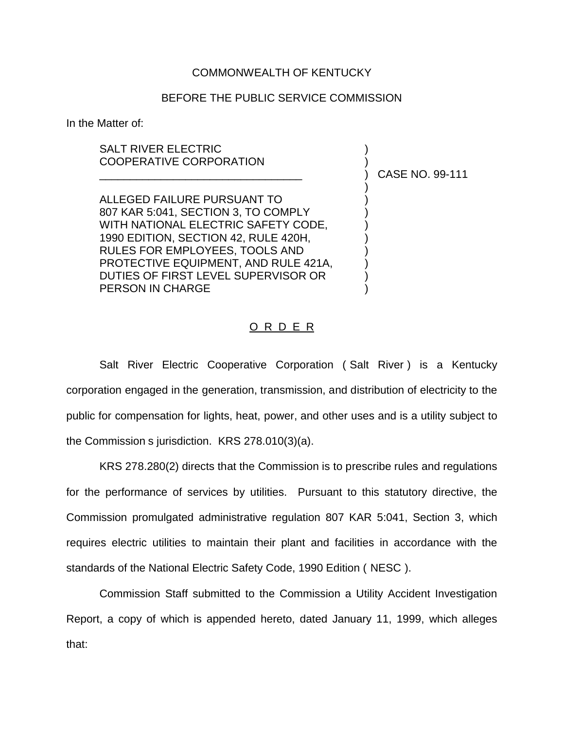COMMONWEALTH OF KENTUCKY

BEFORE THE PUBLIC SERVICE COMMISSION

In the Matter of:

| | | |
|---|---|---|
| SALT RIVER ELECTRIC COOPERATIVE CORPORATION | ) | CASE NO. 99-111 |
| ALLEGED FAILURE PURSUANT TO 807 KAR 5:041, SECTION 3, TO COMPLY WITH NATIONAL ELECTRIC SAFETY CODE, 1990 EDITION, SECTION 42, RULE 420H, RULES FOR EMPLOYEES, TOOLS AND PROTECTIVE EQUIPMENT, AND RULE 421A, DUTIES OF FIRST LEVEL SUPERVISOR OR PERSON IN CHARGE | ) | |

## O R D E R

Salt River Electric Cooperative Corporation ( Salt River ) is a Kentucky corporation engaged in the generation, transmission, and distribution of electricity to the public for compensation for lights, heat, power, and other uses and is a utility subject to the Commission s jurisdiction. KRS 278.010(3)(a).

KRS 278.280(2) directs that the Commission is to prescribe rules and regulations for the performance of services by utilities. Pursuant to this statutory directive, the Commission promulgated administrative regulation 807 KAR 5:041, Section 3, which requires electric utilities to maintain their plant and facilities in accordance with the standards of the National Electric Safety Code, 1990 Edition ( NESC ).

Commission Staff submitted to the Commission a Utility Accident Investigation Report, a copy of which is appended hereto, dated January 11, 1999, which alleges that: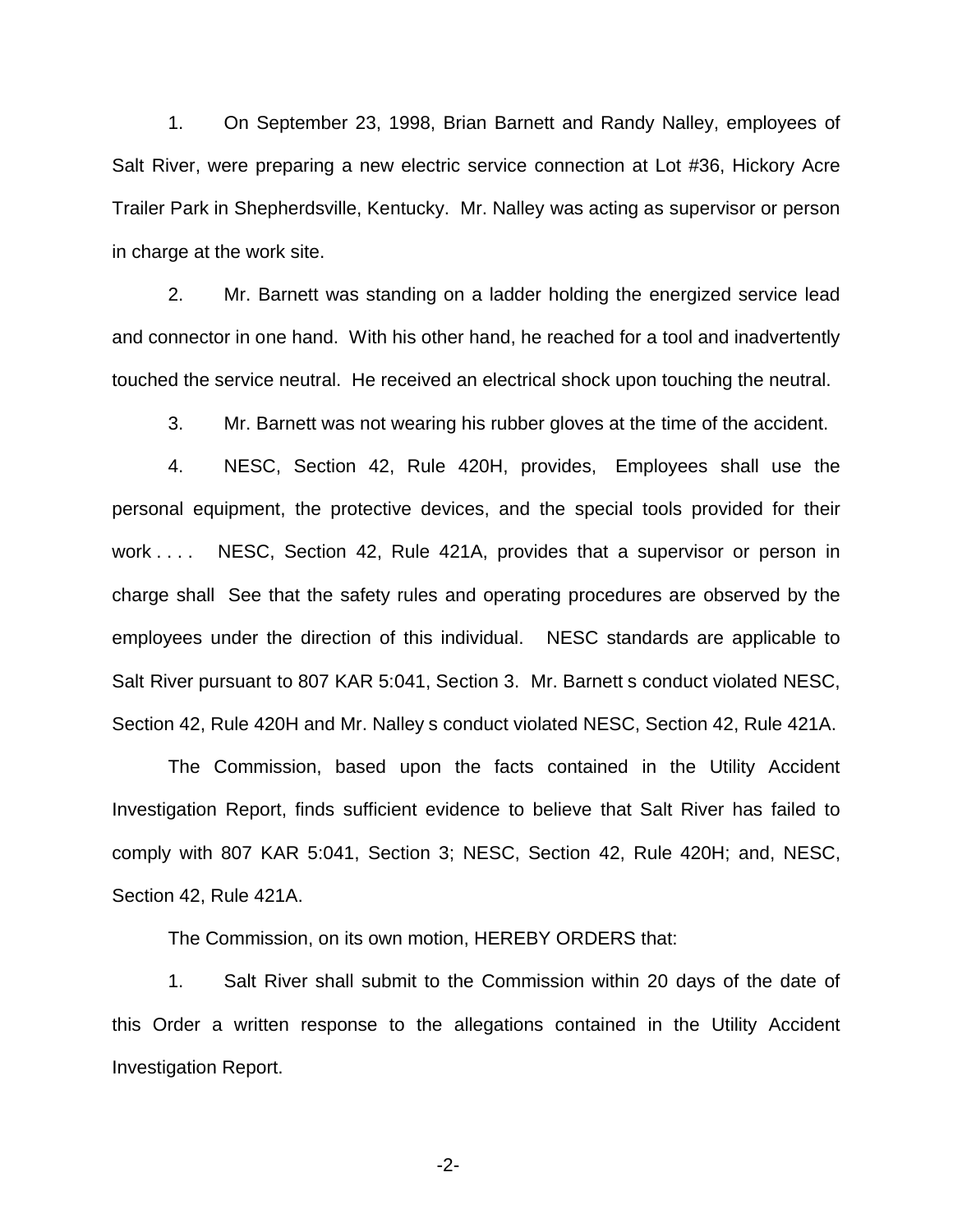1. On September 23, 1998, Brian Barnett and Randy Nalley, employees of Salt River, were preparing a new electric service connection at Lot #36, Hickory Acre Trailer Park in Shepherdsville, Kentucky. Mr. Nalley was acting as supervisor or person in charge at the work site.

2. Mr. Barnett was standing on a ladder holding the energized service lead and connector in one hand. With his other hand, he reached for a tool and inadvertently touched the service neutral. He received an electrical shock upon touching the neutral.

3. Mr. Barnett was not wearing his rubber gloves at the time of the accident.

4. NESC, Section 42, Rule 420H, provides, Employees shall use the personal equipment, the protective devices, and the special tools provided for their work . . . . NESC, Section 42, Rule 421A, provides that a supervisor or person in charge shall See that the safety rules and operating procedures are observed by the employees under the direction of this individual. NESC standards are applicable to Salt River pursuant to 807 KAR 5:041, Section 3. Mr. Barnett s conduct violated NESC, Section 42, Rule 420H and Mr. Nalley s conduct violated NESC, Section 42, Rule 421A.

The Commission, based upon the facts contained in the Utility Accident Investigation Report, finds sufficient evidence to believe that Salt River has failed to comply with 807 KAR 5:041, Section 3; NESC, Section 42, Rule 420H; and, NESC, Section 42, Rule 421A.

The Commission, on its own motion, HEREBY ORDERS that:

1. Salt River shall submit to the Commission within 20 days of the date of this Order a written response to the allegations contained in the Utility Accident Investigation Report.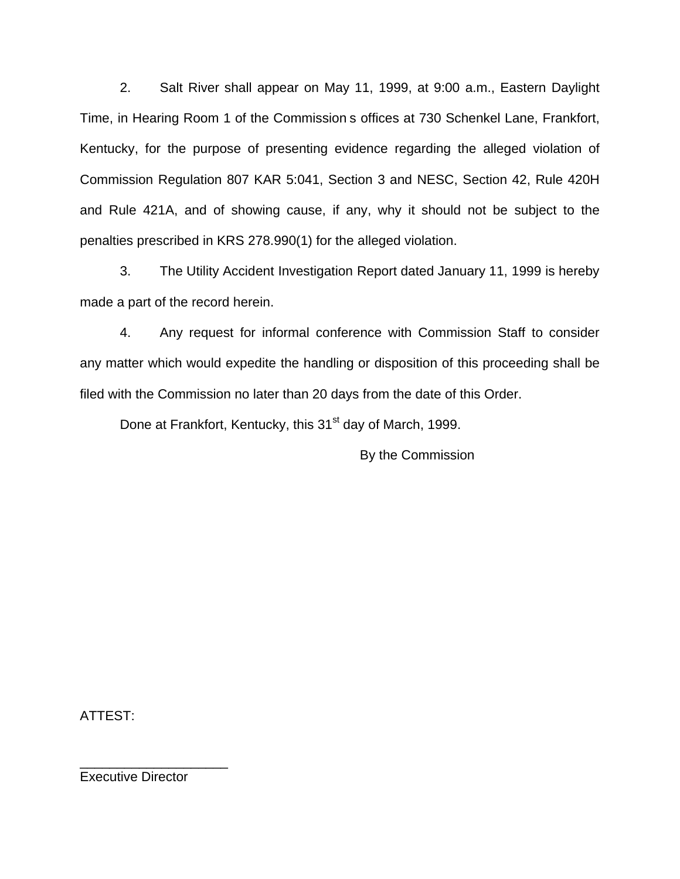2. Salt River shall appear on May 11, 1999, at 9:00 a.m., Eastern Daylight Time, in Hearing Room 1 of the Commission s offices at 730 Schenkel Lane, Frankfort, Kentucky, for the purpose of presenting evidence regarding the alleged violation of Commission Regulation 807 KAR 5:041, Section 3 and NESC, Section 42, Rule 420H and Rule 421A, and of showing cause, if any, why it should not be subject to the penalties prescribed in KRS 278.990(1) for the alleged violation.

3. The Utility Accident Investigation Report dated January 11, 1999 is hereby made a part of the record herein.

4. Any request for informal conference with Commission Staff to consider any matter which would expedite the handling or disposition of this proceeding shall be filed with the Commission no later than 20 days from the date of this Order.

Done at Frankfort, Kentucky, this 31st day of March, 1999.

By the Commission

ATTEST:

____________________
Executive Director